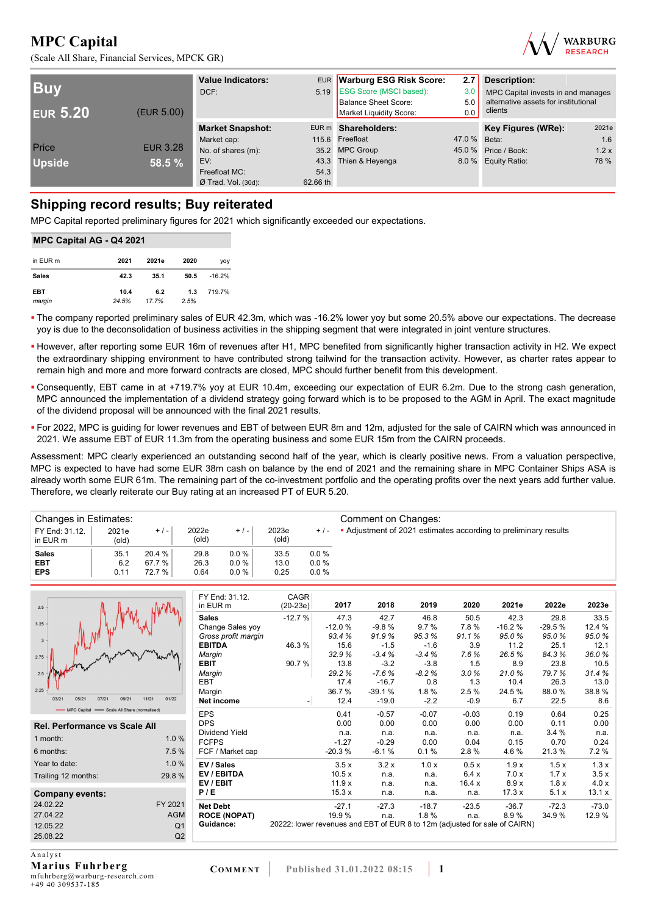# MPC Capital

(Scale All Share, Financial Services, MPCK GR)

| **Buy** | |
|---|---|
| **EUR 5.20** | (EUR 5.00) |
| Price | EUR 3.28 |
| Upside | 58.5 % |

| Value Indicators: | EUR |
|---|---|
| DCF: | 5.19 |

| Warburg ESG Risk Score: | 2.7 |
|---|---|
| ESG Score (MSCI based): | 3.0 |
| Balance Sheet Score: | 5.0 |
| Market Liquidity Score: | 0.0 |

**Description:**
MPC Capital invests in and manages alternative assets for institutional clients

| Market Snapshot: | EUR m |
|---|---|
| Market cap: | 115.6 |
| No. of shares (m): | 35.2 |
| EV: | 43.3 |
| Freefloat MC: | 54.3 |
| Ø Trad. Vol. (30d): | 62.66 th |

| Shareholders: | |
|---|---|
| Freefloat | 47.0 % |
| MPC Group | 45.0 % |
| Thien & Heyenga | 8.0 % |

| Key Figures (WRe): | 2021e |
|---|---|
| Beta: | 1.6 |
| Price / Book: | 1.2 x |
| Equity Ratio: | 78 % |

## Shipping record results; Buy reiterated

MPC Capital reported preliminary figures for 2021 which significantly exceeded our expectations.

**MPC Capital AG - Q4 2021**

| in EUR m | 2021 | 2021e | 2020 | yoy |
|---|---|---|---|---|
| Sales | 42.3 | 35.1 | 50.5 | -16.2% |
| EBT | 10.4 | 6.2 | 1.3 | 719.7% |
| *margin* | *24.5%* | *17.7%* | *2.5%* | |

- The company reported preliminary sales of EUR 42.3m, which was -16.2% lower yoy but some 20.5% above our expectations. The decrease yoy is due to the deconsolidation of business activities in the shipping segment that were integrated in joint venture structures.
- However, after reporting some EUR 16m of revenues after H1, MPC benefited from significantly higher transaction activity in H2. We expect the extraordinary shipping environment to have contributed strong tailwind for the transaction activity. However, as charter rates appear to remain high and more and more forward contracts are closed, MPC should further benefit from this development.
- Consequently, EBT came in at +719.7% yoy at EUR 10.4m, exceeding our expectation of EUR 6.2m. Due to the strong cash generation, MPC announced the implementation of a dividend strategy going forward which is to be proposed to the AGM in April. The exact magnitude of the dividend proposal will be announced with the final 2021 results.
- For 2022, MPC is guiding for lower revenues and EBT of between EUR 8m and 12m, adjusted for the sale of CAIRN which was announced in 2021. We assume EBT of EUR 11.3m from the operating business and some EUR 15m from the CAIRN proceeds.

Assessment: MPC clearly experienced an outstanding second half of the year, which is clearly positive news. From a valuation perspective, MPC is expected to have had some EUR 38m cash on balance by the end of 2021 and the remaining share in MPC Container Ships ASA is already worth some EUR 61m. The remaining part of the co-investment portfolio and the operating profits over the next years add further value. Therefore, we clearly reiterate our Buy rating at an increased PT of EUR 5.20.

**Changes in Estimates:**

| FY End: 31.12. in EUR m | 2021e (old) | + / - | 2022e (old) | + / - | 2023e (old) | + / - |
|---|---|---|---|---|---|---|
| Sales | 35.1 | 20.4 % | 29.8 | 0.0 % | 33.5 | 0.0 % |
| EBT | 6.2 | 67.7 % | 26.3 | 0.0 % | 13.0 | 0.0 % |
| EPS | 0.11 | 72.7 % | 0.64 | 0.0 % | 0.25 | 0.0 % |

**Comment on Changes:**

- Adjustment of 2021 estimates according to preliminary results

| FY End: 31.12. in EUR m | CAGR (20-23e) | 2017 | 2018 | 2019 | 2020 | 2021e | 2022e | 2023e |
|---|---|---|---|---|---|---|---|---|
| **Sales** | -12.7 % | 47.3 | 42.7 | 46.8 | 50.5 | 42.3 | 29.8 | 33.5 |
| Change Sales yoy | | -12.0 % | -9.8 % | 9.7 % | 7.8 % | -16.2 % | -29.5 % | 12.4 % |
| *Gross profit margin* | | *93.4 %* | *91.9 %* | *95.3 %* | *91.1 %* | *95.0 %* | *95.0 %* | *95.0 %* |
| **EBITDA** | 46.3 % | 15.6 | -1.5 | -1.6 | 3.9 | 11.2 | 25.1 | 12.1 |
| *Margin* | | *32.9 %* | *-3.4 %* | *-3.4 %* | *7.6 %* | *26.5 %* | *84.3 %* | *36.0 %* |
| **EBIT** | 90.7 % | 13.8 | -3.2 | -3.8 | 1.5 | 8.9 | 23.8 | 10.5 |
| *Margin* | | *29.2 %* | *-7.6 %* | *-8.2 %* | *3.0 %* | *21.0 %* | *79.7 %* | *31.4 %* |
| EBT | | 17.4 | -16.7 | 0.8 | 1.3 | 10.4 | 26.3 | 13.0 |
| Margin | | 36.7 % | -39.1 % | 1.8 % | 2.5 % | 24.5 % | 88.0 % | 38.8 % |
| **Net income** | - | 12.4 | -19.0 | -2.2 | -0.9 | 6.7 | 22.5 | 8.6 |
| EPS | | 0.41 | -0.57 | -0.07 | -0.03 | 0.19 | 0.64 | 0.25 |
| DPS | | 0.00 | 0.00 | 0.00 | 0.00 | 0.00 | 0.11 | 0.00 |
| Dividend Yield | | n.a. | n.a. | n.a. | n.a. | n.a. | 3.4 % | n.a. |
| FCFPS | | -1.27 | -0.29 | 0.00 | 0.04 | 0.15 | 0.70 | 0.24 |
| FCF / Market cap | | -20.3 % | -6.1 % | 0.1 % | 2.8 % | 4.6 % | 21.3 % | 7.2 % |
| **EV / Sales** | | 3.5 x | 3.2 x | 1.0 x | 0.5 x | 1.9 x | 1.5 x | 1.3 x |
| **EV / EBITDA** | | 10.5 x | n.a. | n.a. | 6.4 x | 7.0 x | 1.7 x | 3.5 x |
| **EV / EBIT** | | 11.9 x | n.a. | n.a. | 16.4 x | 8.9 x | 1.8 x | 4.0 x |
| **P / E** | | 15.3 x | n.a. | n.a. | n.a. | 17.3 x | 5.1 x | 13.1 x |
| **Net Debt** | | -27.1 | -27.3 | -18.7 | -23.5 | -36.7 | -72.3 | -73.0 |
| **ROCE (NOPAT)** | | 19.9 % | n.a. | 1.8 % | n.a. | 8.9 % | 34.9 % | 12.9 % |
| **Guidance:** | 20222: lower revenues and EBT of EUR 8 to 12m (adjusted for sale of CAIRN) | | | | | | | |

**Rel. Performance vs Scale All**

| | |
|---|---|
| 1 month: | 1.0 % |
| 6 months: | 7.5 % |
| Year to date: | 1.0 % |
| Trailing 12 months: | 29.8 % |

**Company events:**

| | |
|---|---|
| 24.02.22 | FY 2021 |
| 27.04.22 | AGM |
| 12.05.22 | Q1 |
| 25.08.22 | Q2 |

Analyst
**Marius Fuhrberg**
mfuhrberg@warburg-research.com
+49 40 309537-185

COMMENT | Published 31.01.2022 08:15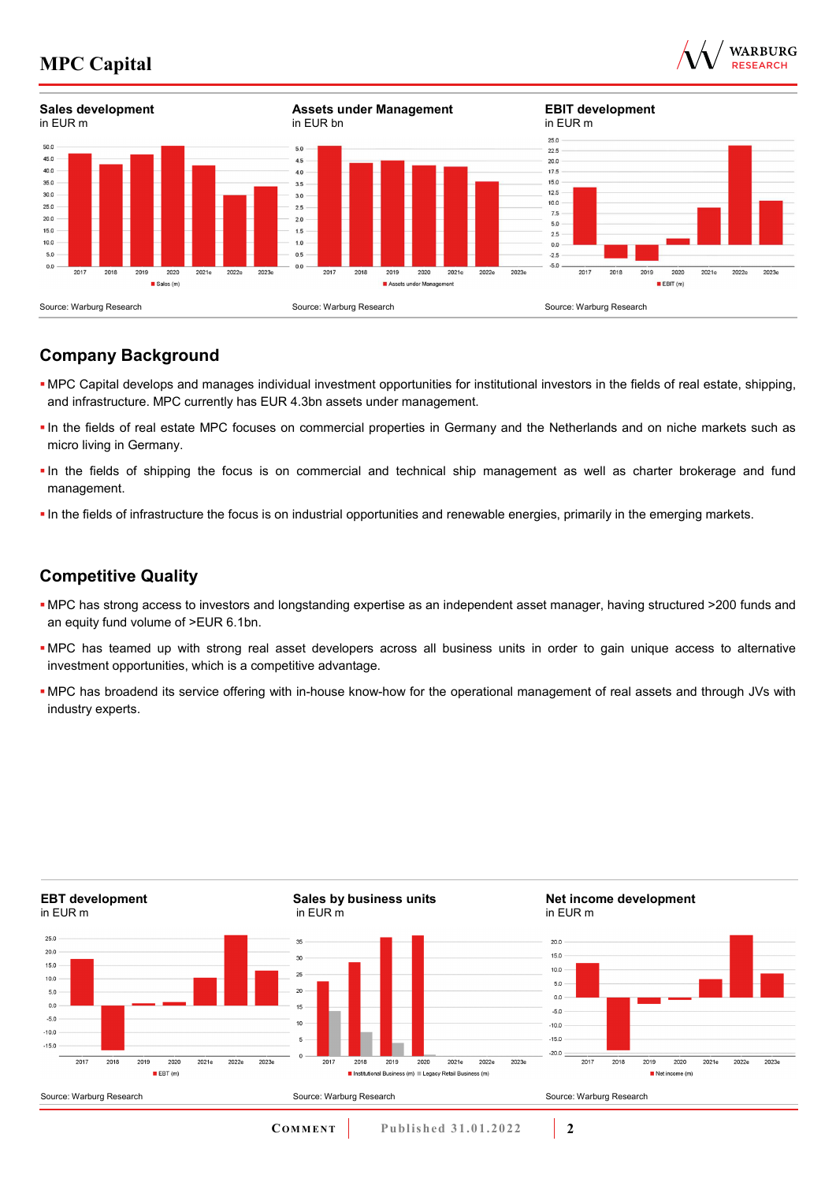## Sales development
in EUR m

Source: Warburg Research

## Assets under Management
in EUR bn

Source: Warburg Research

## EBIT development
in EUR m

Source: Warburg Research

## Company Background

- MPC Capital develops and manages individual investment opportunities for institutional investors in the fields of real estate, shipping, and infrastructure. MPC currently has EUR 4.3bn assets under management.
- In the fields of real estate MPC focuses on commercial properties in Germany and the Netherlands and on niche markets such as micro living in Germany.
- In the fields of shipping the focus is on commercial and technical ship management as well as charter brokerage and fund management.
- In the fields of infrastructure the focus is on industrial opportunities and renewable energies, primarily in the emerging markets.

## Competitive Quality

- MPC has strong access to investors and longstanding expertise as an independent asset manager, having structured >200 funds and an equity fund volume of >EUR 6.1bn.
- MPC has teamed up with strong real asset developers across all business units in order to gain unique access to alternative investment opportunities, which is a competitive advantage.
- MPC has broadend its service offering with in-house know-how for the operational management of real assets and through JVs with industry experts.

## EBT development
in EUR m

Source: Warburg Research

## Sales by business units
in EUR m

Source: Warburg Research

## Net income development
in EUR m

Source: Warburg Research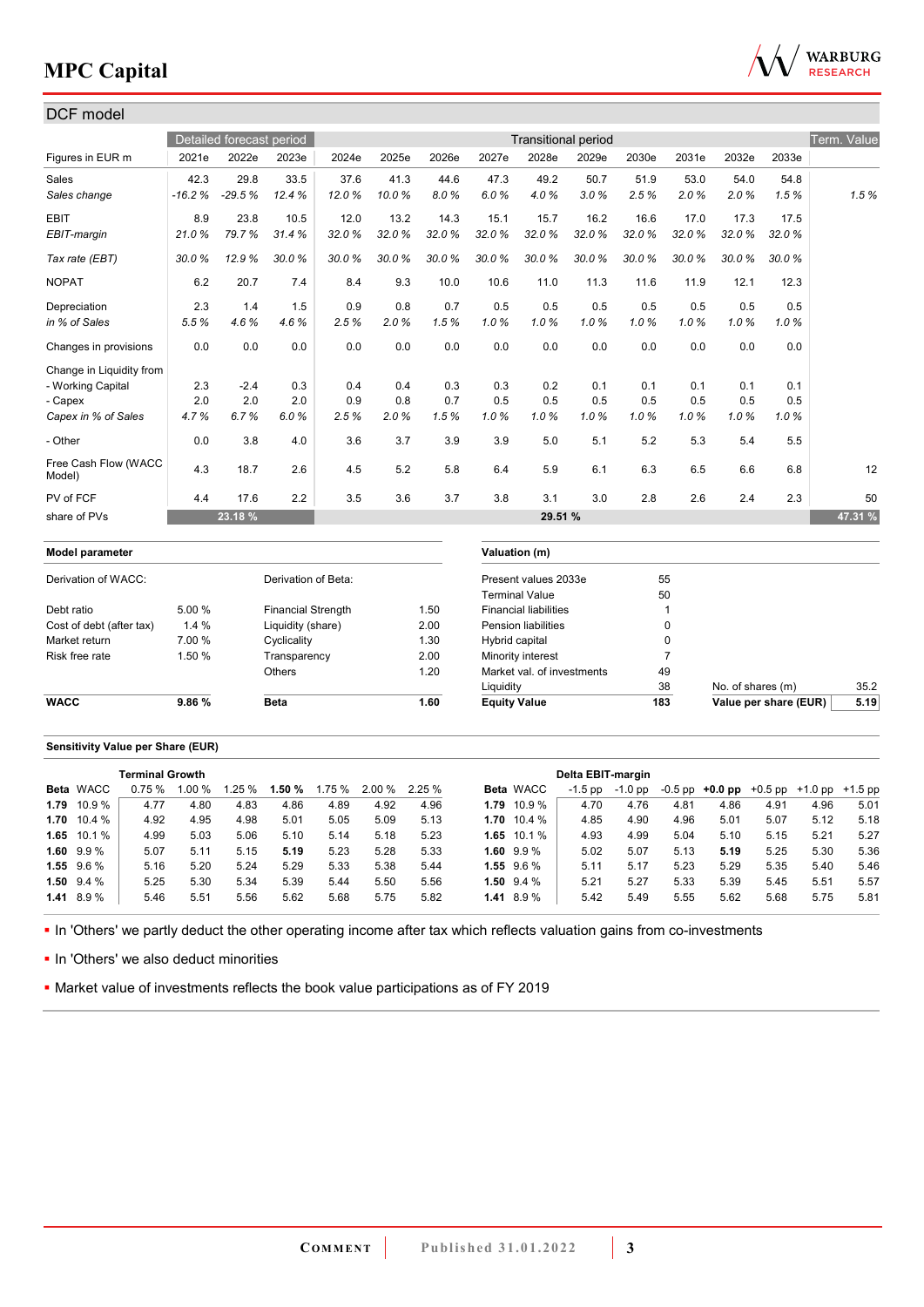## DCF model

| Figures in EUR m | Detailed forecast period | | | Transitional period | | | | | | | | | | | Term. Value |
|---|---|---|---|---|---|---|---|---|---|---|---|---|---|---|---|
| | 2021e | 2022e | 2023e | 2024e | 2025e | 2026e | 2027e | 2028e | 2029e | 2030e | 2031e | 2032e | 2033e | |
| Sales | 42.3 | 29.8 | 33.5 | 37.6 | 41.3 | 44.6 | 47.3 | 49.2 | 50.7 | 51.9 | 53.0 | 54.0 | 54.8 | |
| *Sales change* | *-16.2 %* | *-29.5 %* | *12.4 %* | *12.0 %* | *10.0 %* | *8.0 %* | *6.0 %* | *4.0 %* | *3.0 %* | *2.5 %* | *2.0 %* | *2.0 %* | *1.5 %* | *1.5 %* |
| EBIT | 8.9 | 23.8 | 10.5 | 12.0 | 13.2 | 14.3 | 15.1 | 15.7 | 16.2 | 16.6 | 17.0 | 17.3 | 17.5 | |
| *EBIT-margin* | *21.0 %* | *79.7 %* | *31.4 %* | *32.0 %* | *32.0 %* | *32.0 %* | *32.0 %* | *32.0 %* | *32.0 %* | *32.0 %* | *32.0 %* | *32.0 %* | *32.0 %* | |
| *Tax rate (EBT)* | *30.0 %* | *12.9 %* | *30.0 %* | *30.0 %* | *30.0 %* | *30.0 %* | *30.0 %* | *30.0 %* | *30.0 %* | *30.0 %* | *30.0 %* | *30.0 %* | *30.0 %* | |
| NOPAT | 6.2 | 20.7 | 7.4 | 8.4 | 9.3 | 10.0 | 10.6 | 11.0 | 11.3 | 11.6 | 11.9 | 12.1 | 12.3 | |
| Depreciation | 2.3 | 1.4 | 1.5 | 0.9 | 0.8 | 0.7 | 0.5 | 0.5 | 0.5 | 0.5 | 0.5 | 0.5 | 0.5 | |
| *in % of Sales* | *5.5 %* | *4.6 %* | *4.6 %* | *2.5 %* | *2.0 %* | *1.5 %* | *1.0 %* | *1.0 %* | *1.0 %* | *1.0 %* | *1.0 %* | *1.0 %* | *1.0 %* | |
| Changes in provisions | 0.0 | 0.0 | 0.0 | 0.0 | 0.0 | 0.0 | 0.0 | 0.0 | 0.0 | 0.0 | 0.0 | 0.0 | 0.0 | |
| Change in Liquidity from | | | | | | | | | | | | | | |
| - Working Capital | 2.3 | -2.4 | 0.3 | 0.4 | 0.4 | 0.3 | 0.3 | 0.2 | 0.1 | 0.1 | 0.1 | 0.1 | 0.1 | |
| - Capex | 2.0 | 2.0 | 2.0 | 0.9 | 0.8 | 0.7 | 0.5 | 0.5 | 0.5 | 0.5 | 0.5 | 0.5 | 0.5 | |
| *Capex in % of Sales* | *4.7 %* | *6.7 %* | *6.0 %* | *2.5 %* | *2.0 %* | *1.5 %* | *1.0 %* | *1.0 %* | *1.0 %* | *1.0 %* | *1.0 %* | *1.0 %* | *1.0 %* | |
| - Other | 0.0 | 3.8 | 4.0 | 3.6 | 3.7 | 3.9 | 3.9 | 5.0 | 5.1 | 5.2 | 5.3 | 5.4 | 5.5 | |
| Free Cash Flow (WACC Model) | 4.3 | 18.7 | 2.6 | 4.5 | 5.2 | 5.8 | 6.4 | 5.9 | 6.1 | 6.3 | 6.5 | 6.6 | 6.8 | 12 |
| PV of FCF | 4.4 | 17.6 | 2.2 | 3.5 | 3.6 | 3.7 | 3.8 | 3.1 | 3.0 | 2.8 | 2.6 | 2.4 | 2.3 | 50 |
| share of PVs | 23.18 % | | | 29.51 % | | | | | | | | | | 47.31 % |

**Model parameter**

| Derivation of WACC: | | Derivation of Beta: | |
|---|---|---|---|
| Debt ratio | 5.00 % | Financial Strength | 1.50 |
| Cost of debt (after tax) | 1.4 % | Liquidity (share) | 2.00 |
| Market return | 7.00 % | Cyclicality | 1.30 |
| Risk free rate | 1.50 % | Transparency | 2.00 |
| | | Others | 1.20 |
| **WACC** | **9.86 %** | **Beta** | **1.60** |

**Valuation (m)**

| | | | |
|---|---|---|---|
| Present values 2033e | 55 | | |
| Terminal Value | 50 | | |
| Financial liabilities | 1 | | |
| Pension liabilities | 0 | | |
| Hybrid capital | 0 | | |
| Minority interest | 7 | | |
| Market val. of investments | 49 | | |
| Liquidity | 38 | No. of shares (m) | 35.2 |
| **Equity Value** | **183** | **Value per share (EUR)** | **5.19** |

**Sensitivity Value per Share (EUR)**

| Beta | WACC | Terminal Growth 0.75 % | 1.00 % | 1.25 % | **1.50 %** | 1.75 % | 2.00 % | 2.25 % |
|---|---|---|---|---|---|---|---|---|
| **1.79** | 10.9 % | 4.77 | 4.80 | 4.83 | 4.86 | 4.89 | 4.92 | 4.96 |
| **1.70** | 10.4 % | 4.92 | 4.95 | 4.98 | 5.01 | 5.05 | 5.09 | 5.13 |
| **1.65** | 10.1 % | 4.99 | 5.03 | 5.06 | 5.10 | 5.14 | 5.18 | 5.23 |
| **1.60** | 9.9 % | 5.07 | 5.11 | 5.15 | **5.19** | 5.23 | 5.28 | 5.33 |
| **1.55** | 9.6 % | 5.16 | 5.20 | 5.24 | 5.29 | 5.33 | 5.38 | 5.44 |
| **1.50** | 9.4 % | 5.25 | 5.30 | 5.34 | 5.39 | 5.44 | 5.50 | 5.56 |
| **1.41** | 8.9 % | 5.46 | 5.51 | 5.56 | 5.62 | 5.68 | 5.75 | 5.82 |

| Beta | WACC | Delta EBIT-margin -1.5 pp | -1.0 pp | -0.5 pp | **+0.0 pp** | +0.5 pp | +1.0 pp | +1.5 pp |
|---|---|---|---|---|---|---|---|---|
| **1.79** | 10.9 % | 4.70 | 4.76 | 4.81 | 4.86 | 4.91 | 4.96 | 5.01 |
| **1.70** | 10.4 % | 4.85 | 4.90 | 4.96 | 5.01 | 5.07 | 5.12 | 5.18 |
| **1.65** | 10.1 % | 4.93 | 4.99 | 5.04 | 5.10 | 5.15 | 5.21 | 5.27 |
| **1.60** | 9.9 % | 5.02 | 5.07 | 5.13 | **5.19** | 5.25 | 5.30 | 5.36 |
| **1.55** | 9.6 % | 5.11 | 5.17 | 5.23 | 5.29 | 5.35 | 5.40 | 5.46 |
| **1.50** | 9.4 % | 5.21 | 5.27 | 5.33 | 5.39 | 5.45 | 5.51 | 5.57 |
| **1.41** | 8.9 % | 5.42 | 5.49 | 5.55 | 5.62 | 5.68 | 5.75 | 5.81 |

- In 'Others' we partly deduct the other operating income after tax which reflects valuation gains from co-investments
- In 'Others' we also deduct minorities
- Market value of investments reflects the book value participations as of FY 2019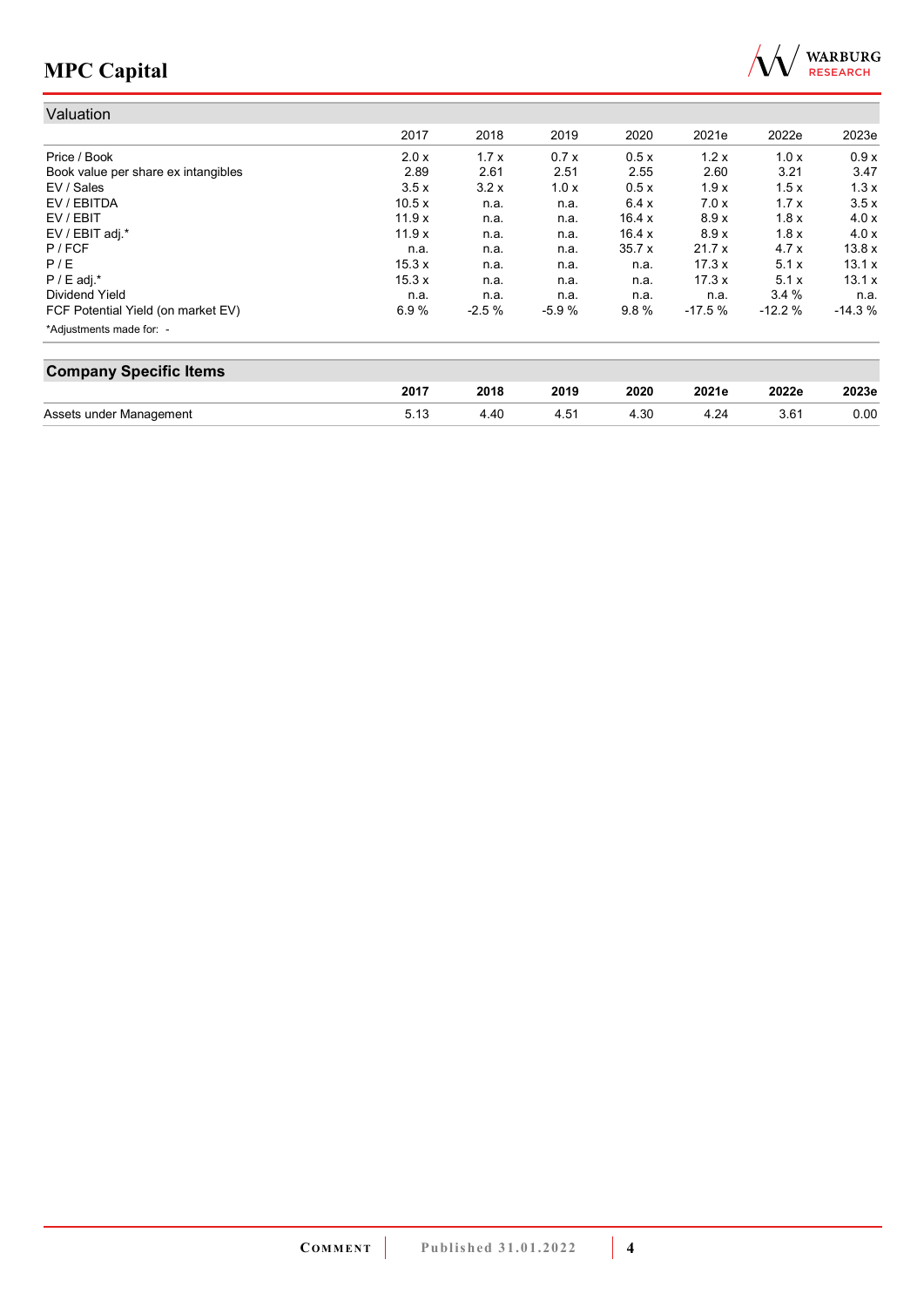## Valuation

| | 2017 | 2018 | 2019 | 2020 | 2021e | 2022e | 2023e |
|---|---|---|---|---|---|---|---|
| Price / Book | 2.0 x | 1.7 x | 0.7 x | 0.5 x | 1.2 x | 1.0 x | 0.9 x |
| Book value per share ex intangibles | 2.89 | 2.61 | 2.51 | 2.55 | 2.60 | 3.21 | 3.47 |
| EV / Sales | 3.5 x | 3.2 x | 1.0 x | 0.5 x | 1.9 x | 1.5 x | 1.3 x |
| EV / EBITDA | 10.5 x | n.a. | n.a. | 6.4 x | 7.0 x | 1.7 x | 3.5 x |
| EV / EBIT | 11.9 x | n.a. | n.a. | 16.4 x | 8.9 x | 1.8 x | 4.0 x |
| EV / EBIT adj.* | 11.9 x | n.a. | n.a. | 16.4 x | 8.9 x | 1.8 x | 4.0 x |
| P / FCF | n.a. | n.a. | n.a. | 35.7 x | 21.7 x | 4.7 x | 13.8 x |
| P / E | 15.3 x | n.a. | n.a. | n.a. | 17.3 x | 5.1 x | 13.1 x |
| P / E adj.* | 15.3 x | n.a. | n.a. | n.a. | 17.3 x | 5.1 x | 13.1 x |
| Dividend Yield | n.a. | n.a. | n.a. | n.a. | n.a. | 3.4 % | n.a. |
| FCF Potential Yield (on market EV) | 6.9 % | -2.5 % | -5.9 % | 9.8 % | -17.5 % | -12.2 % | -14.3 % |

*Adjustments made for: -

## Company Specific Items

| | **2017** | **2018** | **2019** | **2020** | **2021e** | **2022e** | **2023e** |
|---|---|---|---|---|---|---|---|
| Assets under Management | 5.13 | 4.40 | 4.51 | 4.30 | 4.24 | 3.61 | 0.00 |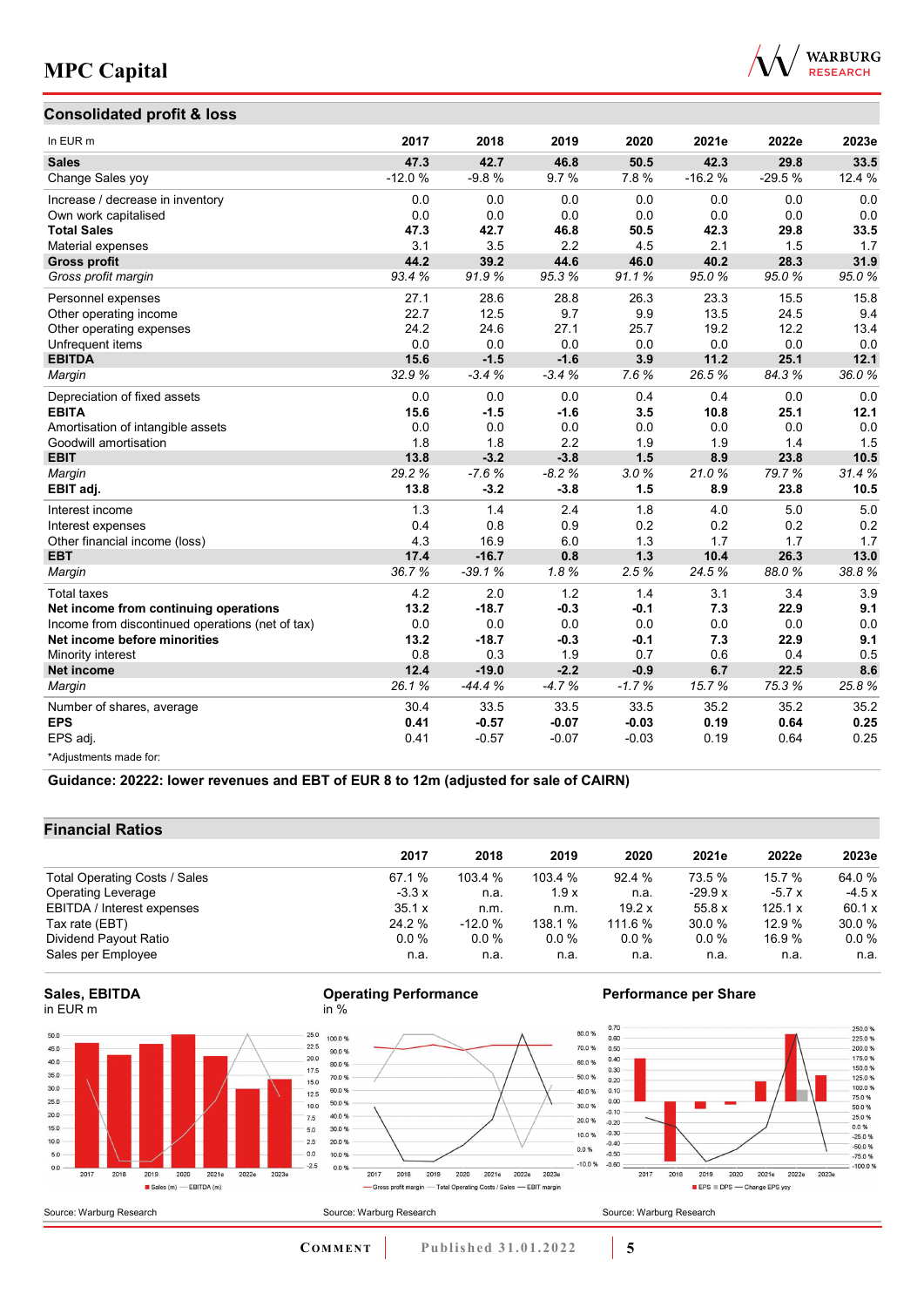## Consolidated profit & loss

| In EUR m | 2017 | 2018 | 2019 | 2020 | 2021e | 2022e | 2023e |
|---|---|---|---|---|---|---|---|
| **Sales** | **47.3** | **42.7** | **46.8** | **50.5** | **42.3** | **29.8** | **33.5** |
| Change Sales yoy | -12.0 % | -9.8 % | 9.7 % | 7.8 % | -16.2 % | -29.5 % | 12.4 % |
| Increase / decrease in inventory | 0.0 | 0.0 | 0.0 | 0.0 | 0.0 | 0.0 | 0.0 |
| Own work capitalised | 0.0 | 0.0 | 0.0 | 0.0 | 0.0 | 0.0 | 0.0 |
| **Total Sales** | **47.3** | **42.7** | **46.8** | **50.5** | **42.3** | **29.8** | **33.5** |
| Material expenses | 3.1 | 3.5 | 2.2 | 4.5 | 2.1 | 1.5 | 1.7 |
| **Gross profit** | **44.2** | **39.2** | **44.6** | **46.0** | **40.2** | **28.3** | **31.9** |
| *Gross profit margin* | *93.4 %* | *91.9 %* | *95.3 %* | *91.1 %* | *95.0 %* | *95.0 %* | *95.0 %* |
| Personnel expenses | 27.1 | 28.6 | 28.8 | 26.3 | 23.3 | 15.5 | 15.8 |
| Other operating income | 22.7 | 12.5 | 9.7 | 9.9 | 13.5 | 24.5 | 9.4 |
| Other operating expenses | 24.2 | 24.6 | 27.1 | 25.7 | 19.2 | 12.2 | 13.4 |
| Unfrequent items | 0.0 | 0.0 | 0.0 | 0.0 | 0.0 | 0.0 | 0.0 |
| **EBITDA** | **15.6** | **-1.5** | **-1.6** | **3.9** | **11.2** | **25.1** | **12.1** |
| *Margin* | *32.9 %* | *-3.4 %* | *-3.4 %* | *7.6 %* | *26.5 %* | *84.3 %* | *36.0 %* |
| Depreciation of fixed assets | 0.0 | 0.0 | 0.0 | 0.4 | 0.4 | 0.0 | 0.0 |
| **EBITA** | **15.6** | **-1.5** | **-1.6** | **3.5** | **10.8** | **25.1** | **12.1** |
| Amortisation of intangible assets | 0.0 | 0.0 | 0.0 | 0.0 | 0.0 | 0.0 | 0.0 |
| Goodwill amortisation | 1.8 | 1.8 | 2.2 | 1.9 | 1.9 | 1.4 | 1.5 |
| **EBIT** | **13.8** | **-3.2** | **-3.8** | **1.5** | **8.9** | **23.8** | **10.5** |
| *Margin* | *29.2 %* | *-7.6 %* | *-8.2 %* | *3.0 %* | *21.0 %* | *79.7 %* | *31.4 %* |
| **EBIT adj.** | **13.8** | **-3.2** | **-3.8** | **1.5** | **8.9** | **23.8** | **10.5** |
| Interest income | 1.3 | 1.4 | 2.4 | 1.8 | 4.0 | 5.0 | 5.0 |
| Interest expenses | 0.4 | 0.8 | 0.9 | 0.2 | 0.2 | 0.2 | 0.2 |
| Other financial income (loss) | 4.3 | 16.9 | 6.0 | 1.3 | 1.7 | 1.7 | 1.7 |
| **EBT** | **17.4** | **-16.7** | **0.8** | **1.3** | **10.4** | **26.3** | **13.0** |
| *Margin* | *36.7 %* | *-39.1 %* | *1.8 %* | *2.5 %* | *24.5 %* | *88.0 %* | *38.8 %* |
| Total taxes | 4.2 | 2.0 | 1.2 | 1.4 | 3.1 | 3.4 | 3.9 |
| **Net income from continuing operations** | **13.2** | **-18.7** | **-0.3** | **-0.1** | **7.3** | **22.9** | **9.1** |
| Income from discontinued operations (net of tax) | 0.0 | 0.0 | 0.0 | 0.0 | 0.0 | 0.0 | 0.0 |
| **Net income before minorities** | **13.2** | **-18.7** | **-0.3** | **-0.1** | **7.3** | **22.9** | **9.1** |
| Minority interest | 0.8 | 0.3 | 1.9 | 0.7 | 0.6 | 0.4 | 0.5 |
| **Net income** | **12.4** | **-19.0** | **-2.2** | **-0.9** | **6.7** | **22.5** | **8.6** |
| *Margin* | *26.1 %* | *-44.4 %* | *-4.7 %* | *-1.7 %* | *15.7 %* | *75.3 %* | *25.8 %* |
| Number of shares, average | 30.4 | 33.5 | 33.5 | 33.5 | 35.2 | 35.2 | 35.2 |
| **EPS** | **0.41** | **-0.57** | **-0.07** | **-0.03** | **0.19** | **0.64** | **0.25** |
| EPS adj. | 0.41 | -0.57 | -0.07 | -0.03 | 0.19 | 0.64 | 0.25 |

*Adjustments made for:

**Guidance: 20222: lower revenues and EBT of EUR 8 to 12m (adjusted for sale of CAIRN)**

## Financial Ratios

| | 2017 | 2018 | 2019 | 2020 | 2021e | 2022e | 2023e |
|---|---|---|---|---|---|---|---|
| Total Operating Costs / Sales | 67.1 % | 103.4 % | 103.4 % | 92.4 % | 73.5 % | 15.7 % | 64.0 % |
| Operating Leverage | -3.3 x | n.a. | 1.9 x | n.a. | -29.9 x | -5.7 x | -4.5 x |
| EBITDA / Interest expenses | 35.1 x | n.m. | n.m. | 19.2 x | 55.8 x | 125.1 x | 60.1 x |
| Tax rate (EBT) | 24.2 % | -12.0 % | 138.1 % | 111.6 % | 30.0 % | 12.9 % | 30.0 % |
| Dividend Payout Ratio | 0.0 % | 0.0 % | 0.0 % | 0.0 % | 0.0 % | 16.9 % | 0.0 % |
| Sales per Employee | n.a. | n.a. | n.a. | n.a. | n.a. | n.a. | n.a. |

**Sales, EBITDA**
in EUR m

Source: Warburg Research

**Operating Performance**
in %

Source: Warburg Research

**Performance per Share**

Source: Warburg Research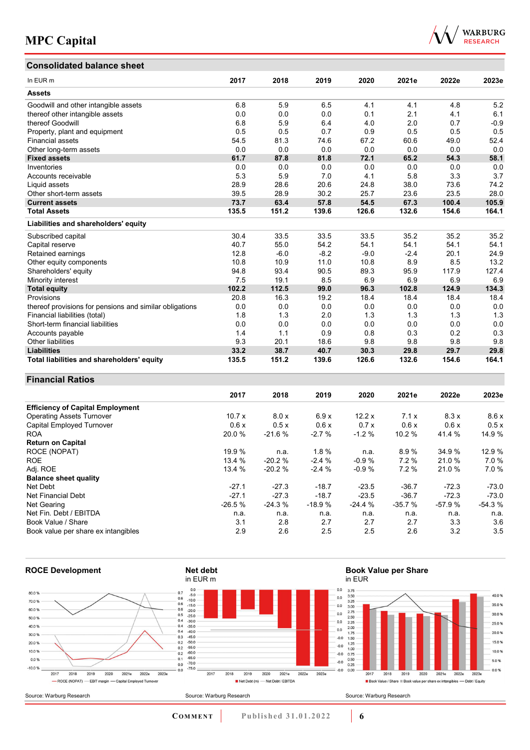## Consolidated balance sheet

| In EUR m | 2017 | 2018 | 2019 | 2020 | 2021e | 2022e | 2023e |
|---|---|---|---|---|---|---|---|
| **Assets** | | | | | | | |
| Goodwill and other intangible assets | 6.8 | 5.9 | 6.5 | 4.1 | 4.1 | 4.8 | 5.2 |
| thereof other intangible assets | 0.0 | 0.0 | 0.0 | 0.1 | 2.1 | 4.1 | 6.1 |
| thereof Goodwill | 6.8 | 5.9 | 6.4 | 4.0 | 2.0 | 0.7 | -0.9 |
| Property, plant and equipment | 0.5 | 0.5 | 0.7 | 0.9 | 0.5 | 0.5 | 0.5 |
| Financial assets | 54.5 | 81.3 | 74.6 | 67.2 | 60.6 | 49.0 | 52.4 |
| Other long-term assets | 0.0 | 0.0 | 0.0 | 0.0 | 0.0 | 0.0 | 0.0 |
| **Fixed assets** | **61.7** | **87.8** | **81.8** | **72.1** | **65.2** | **54.3** | **58.1** |
| Inventories | 0.0 | 0.0 | 0.0 | 0.0 | 0.0 | 0.0 | 0.0 |
| Accounts receivable | 5.3 | 5.9 | 7.0 | 4.1 | 5.8 | 3.3 | 3.7 |
| Liquid assets | 28.9 | 28.6 | 20.6 | 24.8 | 38.0 | 73.6 | 74.2 |
| Other short-term assets | 39.5 | 28.9 | 30.2 | 25.7 | 23.6 | 23.5 | 28.0 |
| **Current assets** | **73.7** | **63.4** | **57.8** | **54.5** | **67.3** | **100.4** | **105.9** |
| **Total Assets** | **135.5** | **151.2** | **139.6** | **126.6** | **132.6** | **154.6** | **164.1** |
| **Liabilities and shareholders' equity** | | | | | | | |
| Subscribed capital | 30.4 | 33.5 | 33.5 | 33.5 | 35.2 | 35.2 | 35.2 |
| Capital reserve | 40.7 | 55.0 | 54.2 | 54.1 | 54.1 | 54.1 | 54.1 |
| Retained earnings | 12.8 | -6.0 | -8.2 | -9.0 | -2.4 | 20.1 | 24.9 |
| Other equity components | 10.8 | 10.9 | 11.0 | 10.8 | 8.9 | 8.5 | 13.2 |
| Shareholders' equity | 94.8 | 93.4 | 90.5 | 89.3 | 95.9 | 117.9 | 127.4 |
| Minority interest | 7.5 | 19.1 | 8.5 | 6.9 | 6.9 | 6.9 | 6.9 |
| **Total equity** | **102.2** | **112.5** | **99.0** | **96.3** | **102.8** | **124.9** | **134.3** |
| Provisions | 20.8 | 16.3 | 19.2 | 18.4 | 18.4 | 18.4 | 18.4 |
| thereof provisions for pensions and similar obligations | 0.0 | 0.0 | 0.0 | 0.0 | 0.0 | 0.0 | 0.0 |
| Financial liabilities (total) | 1.8 | 1.3 | 2.0 | 1.3 | 1.3 | 1.3 | 1.3 |
| Short-term financial liabilities | 0.0 | 0.0 | 0.0 | 0.0 | 0.0 | 0.0 | 0.0 |
| Accounts payable | 1.4 | 1.1 | 0.9 | 0.8 | 0.3 | 0.2 | 0.3 |
| Other liabilities | 9.3 | 20.1 | 18.6 | 9.8 | 9.8 | 9.8 | 9.8 |
| **Liabilities** | **33.2** | **38.7** | **40.7** | **30.3** | **29.8** | **29.7** | **29.8** |
| **Total liabilities and shareholders' equity** | **135.5** | **151.2** | **139.6** | **126.6** | **132.6** | **154.6** | **164.1** |

## Financial Ratios

| | 2017 | 2018 | 2019 | 2020 | 2021e | 2022e | 2023e |
|---|---|---|---|---|---|---|---|
| **Efficiency of Capital Employment** | | | | | | | |
| Operating Assets Turnover | 10.7 x | 8.0 x | 6.9 x | 12.2 x | 7.1 x | 8.3 x | 8.6 x |
| Capital Employed Turnover | 0.6 x | 0.5 x | 0.6 x | 0.7 x | 0.6 x | 0.6 x | 0.5 x |
| ROA | 20.0 % | -21.6 % | -2.7 % | -1.2 % | 10.2 % | 41.4 % | 14.9 % |
| **Return on Capital** | | | | | | | |
| ROCE (NOPAT) | 19.9 % | n.a. | 1.8 % | n.a. | 8.9 % | 34.9 % | 12.9 % |
| ROE | 13.4 % | -20.2 % | -2.4 % | -0.9 % | 7.2 % | 21.0 % | 7.0 % |
| Adj. ROE | 13.4 % | -20.2 % | -2.4 % | -0.9 % | 7.2 % | 21.0 % | 7.0 % |
| **Balance sheet quality** | | | | | | | |
| Net Debt | -27.1 | -27.3 | -18.7 | -23.5 | -36.7 | -72.3 | -73.0 |
| Net Financial Debt | -27.1 | -27.3 | -18.7 | -23.5 | -36.7 | -72.3 | -73.0 |
| Net Gearing | -26.5 % | -24.3 % | -18.9 % | -24.4 % | -35.7 % | -57.9 % | -54.3 % |
| Net Fin. Debt / EBITDA | n.a. | n.a. | n.a. | n.a. | n.a. | n.a. | n.a. |
| Book Value / Share | 3.1 | 2.8 | 2.7 | 2.7 | 2.7 | 3.3 | 3.6 |
| Book value per share ex intangibles | 2.9 | 2.6 | 2.5 | 2.5 | 2.6 | 3.2 | 3.5 |

**ROCE Development**

Source: Warburg Research

**Net debt**
in EUR m

Source: Warburg Research

**Book Value per Share**
in EUR

Source: Warburg Research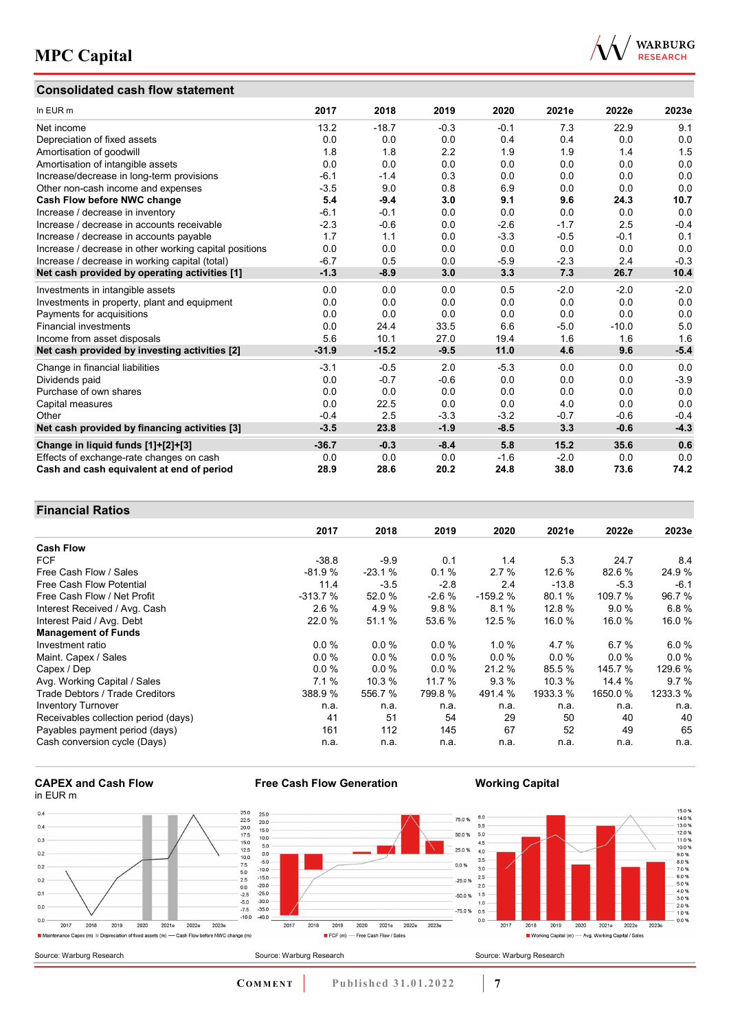## Consolidated cash flow statement

| In EUR m | 2017 | 2018 | 2019 | 2020 | 2021e | 2022e | 2023e |
|---|---|---|---|---|---|---|---|
| Net income | 13.2 | -18.7 | -0.3 | -0.1 | 7.3 | 22.9 | 9.1 |
| Depreciation of fixed assets | 0.0 | 0.0 | 0.0 | 0.4 | 0.4 | 0.0 | 0.0 |
| Amortisation of goodwill | 1.8 | 1.8 | 2.2 | 1.9 | 1.9 | 1.4 | 1.5 |
| Amortisation of intangible assets | 0.0 | 0.0 | 0.0 | 0.0 | 0.0 | 0.0 | 0.0 |
| Increase/decrease in long-term provisions | -6.1 | -1.4 | 0.3 | 0.0 | 0.0 | 0.0 | 0.0 |
| Other non-cash income and expenses | -3.5 | 9.0 | 0.8 | 6.9 | 0.0 | 0.0 | 0.0 |
| **Cash Flow before NWC change** | **5.4** | **-9.4** | **3.0** | **9.1** | **9.6** | **24.3** | **10.7** |
| Increase / decrease in inventory | -6.1 | -0.1 | 0.0 | 0.0 | 0.0 | 0.0 | 0.0 |
| Increase / decrease in accounts receivable | -2.3 | -0.6 | 0.0 | -2.6 | -1.7 | 2.5 | -0.4 |
| Increase / decrease in accounts payable | 1.7 | 1.1 | 0.0 | -3.3 | -0.5 | -0.1 | 0.1 |
| Increase / decrease in other working capital positions | 0.0 | 0.0 | 0.0 | 0.0 | 0.0 | 0.0 | 0.0 |
| Increase / decrease in working capital (total) | -6.7 | 0.5 | 0.0 | -5.9 | -2.3 | 2.4 | -0.3 |
| **Net cash provided by operating activities [1]** | **-1.3** | **-8.9** | **3.0** | **3.3** | **7.3** | **26.7** | **10.4** |
| Investments in intangible assets | 0.0 | 0.0 | 0.0 | 0.5 | -2.0 | -2.0 | -2.0 |
| Investments in property, plant and equipment | 0.0 | 0.0 | 0.0 | 0.0 | 0.0 | 0.0 | 0.0 |
| Payments for acquisitions | 0.0 | 0.0 | 0.0 | 0.0 | 0.0 | 0.0 | 0.0 |
| Financial investments | 0.0 | 24.4 | 33.5 | 6.6 | -5.0 | -10.0 | 5.0 |
| Income from asset disposals | 5.6 | 10.1 | 27.0 | 19.4 | 1.6 | 1.6 | 1.6 |
| **Net cash provided by investing activities [2]** | **-31.9** | **-15.2** | **-9.5** | **11.0** | **4.6** | **9.6** | **-5.4** |
| Change in financial liabilities | -3.1 | -0.5 | 2.0 | -5.3 | 0.0 | 0.0 | 0.0 |
| Dividends paid | 0.0 | -0.7 | -0.6 | 0.0 | 0.0 | 0.0 | -3.9 |
| Purchase of own shares | 0.0 | 0.0 | 0.0 | 0.0 | 0.0 | 0.0 | 0.0 |
| Capital measures | 0.0 | 22.5 | 0.0 | 0.0 | 4.0 | 0.0 | 0.0 |
| Other | -0.4 | 2.5 | -3.3 | -3.2 | -0.7 | -0.6 | -0.4 |
| **Net cash provided by financing activities [3]** | **-3.5** | **23.8** | **-1.9** | **-8.5** | **3.3** | **-0.6** | **-4.3** |
| **Change in liquid funds [1]+[2]+[3]** | **-36.7** | **-0.3** | **-8.4** | **5.8** | **15.2** | **35.6** | **0.6** |
| Effects of exchange-rate changes on cash | 0.0 | 0.0 | 0.0 | -1.6 | -2.0 | 0.0 | 0.0 |
| **Cash and cash equivalent at end of period** | **28.9** | **28.6** | **20.2** | **24.8** | **38.0** | **73.6** | **74.2** |

## Financial Ratios

| | 2017 | 2018 | 2019 | 2020 | 2021e | 2022e | 2023e |
|---|---|---|---|---|---|---|---|
| **Cash Flow** | | | | | | | |
| FCF | -38.8 | -9.9 | 0.1 | 1.4 | 5.3 | 24.7 | 8.4 |
| Free Cash Flow / Sales | -81.9 % | -23.1 % | 0.1 % | 2.7 % | 12.6 % | 82.6 % | 24.9 % |
| Free Cash Flow Potential | 11.4 | -3.5 | -2.8 | 2.4 | -13.8 | -5.3 | -6.1 |
| Free Cash Flow / Net Profit | -313.7 % | 52.0 % | -2.6 % | -159.2 % | 80.1 % | 109.7 % | 96.7 % |
| Interest Received / Avg. Cash | 2.6 % | 4.9 % | 9.8 % | 8.1 % | 12.8 % | 9.0 % | 6.8 % |
| Interest Paid / Avg. Debt | 22.0 % | 51.1 % | 53.6 % | 12.5 % | 16.0 % | 16.0 % | 16.0 % |
| **Management of Funds** | | | | | | | |
| Investment ratio | 0.0 % | 0.0 % | 0.0 % | 1.0 % | 4.7 % | 6.7 % | 6.0 % |
| Maint. Capex / Sales | 0.0 % | 0.0 % | 0.0 % | 0.0 % | 0.0 % | 0.0 % | 0.0 % |
| Capex / Dep | 0.0 % | 0.0 % | 0.0 % | 21.2 % | 85.5 % | 145.7 % | 129.6 % |
| Avg. Working Capital / Sales | 7.1 % | 10.3 % | 11.7 % | 9.3 % | 10.3 % | 14.4 % | 9.7 % |
| Trade Debtors / Trade Creditors | 388.9 % | 556.7 % | 799.8 % | 491.4 % | 1933.3 % | 1650.0 % | 1233.3 % |
| Inventory Turnover | n.a. | n.a. | n.a. | n.a. | n.a. | n.a. | n.a. |
| Receivables collection period (days) | 41 | 51 | 54 | 29 | 50 | 40 | 40 |
| Payables payment period (days) | 161 | 112 | 145 | 67 | 52 | 49 | 65 |
| Cash conversion cycle (Days) | n.a. | n.a. | n.a. | n.a. | n.a. | n.a. | n.a. |

**CAPEX and Cash Flow**
in EUR m

Maintenance Capex (m) | Depreciation of fixed assets (m) | Cash Flow before NWC change (m)

Source: Warburg Research

**Free Cash Flow Generation**

FCF (m) | Free Cash Flow / Sales

Source: Warburg Research

**Working Capital**

Working Capital (m) | Avg. Working Capital / Sales

Source: Warburg Research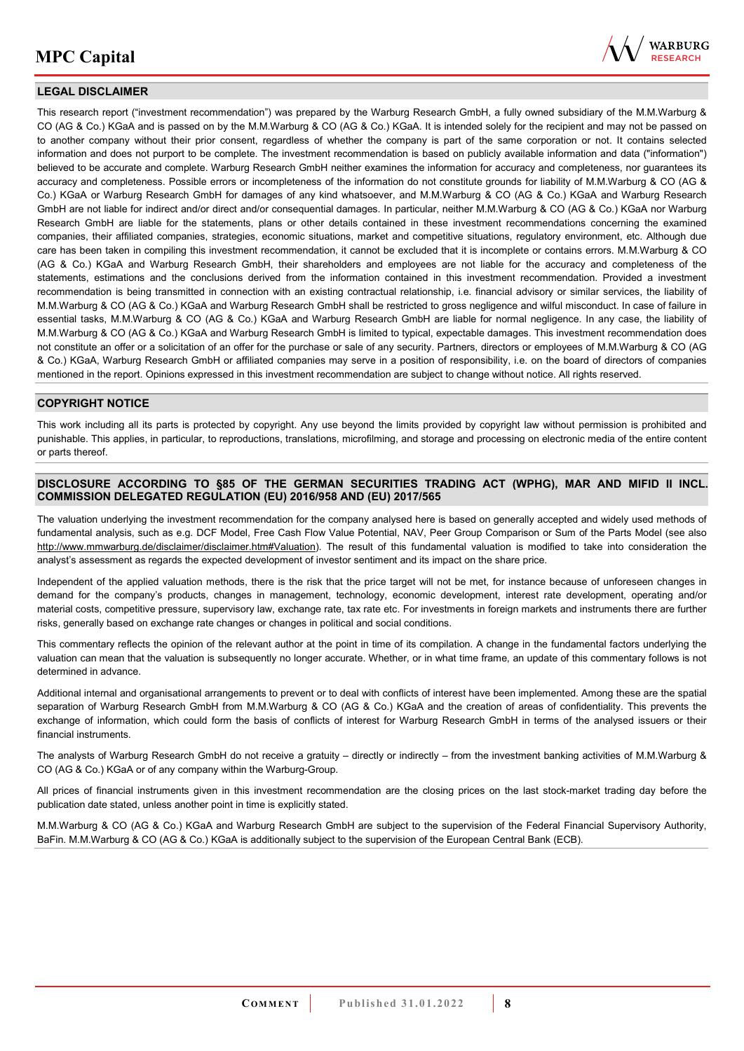## LEGAL DISCLAIMER

This research report ("investment recommendation") was prepared by the Warburg Research GmbH, a fully owned subsidiary of the M.M.Warburg & CO (AG & Co.) KGaA and is passed on by the M.M.Warburg & CO (AG & Co.) KGaA. It is intended solely for the recipient and may not be passed on to another company without their prior consent, regardless of whether the company is part of the same corporation or not. It contains selected information and does not purport to be complete. The investment recommendation is based on publicly available information and data ("information") believed to be accurate and complete. Warburg Research GmbH neither examines the information for accuracy and completeness, nor guarantees its accuracy and completeness. Possible errors or incompleteness of the information do not constitute grounds for liability of M.M.Warburg & CO (AG & Co.) KGaA or Warburg Research GmbH for damages of any kind whatsoever, and M.M.Warburg & CO (AG & Co.) KGaA and Warburg Research GmbH are not liable for indirect and/or direct and/or consequential damages. In particular, neither M.M.Warburg & CO (AG & Co.) KGaA nor Warburg Research GmbH are liable for the statements, plans or other details contained in these investment recommendations concerning the examined companies, their affiliated companies, strategies, economic situations, market and competitive situations, regulatory environment, etc. Although due care has been taken in compiling this investment recommendation, it cannot be excluded that it is incomplete or contains errors. M.M.Warburg & CO (AG & Co.) KGaA and Warburg Research GmbH, their shareholders and employees are not liable for the accuracy and completeness of the statements, estimations and the conclusions derived from the information contained in this investment recommendation. Provided a investment recommendation is being transmitted in connection with an existing contractual relationship, i.e. financial advisory or similar services, the liability of M.M.Warburg & CO (AG & Co.) KGaA and Warburg Research GmbH shall be restricted to gross negligence and wilful misconduct. In case of failure in essential tasks, M.M.Warburg & CO (AG & Co.) KGaA and Warburg Research GmbH are liable for normal negligence. In any case, the liability of M.M.Warburg & CO (AG & Co.) KGaA and Warburg Research GmbH is limited to typical, expectable damages. This investment recommendation does not constitute an offer or a solicitation of an offer for the purchase or sale of any security. Partners, directors or employees of M.M.Warburg & CO (AG & Co.) KGaA, Warburg Research GmbH or affiliated companies may serve in a position of responsibility, i.e. on the board of directors of companies mentioned in the report. Opinions expressed in this investment recommendation are subject to change without notice. All rights reserved.

## COPYRIGHT NOTICE

This work including all its parts is protected by copyright. Any use beyond the limits provided by copyright law without permission is prohibited and punishable. This applies, in particular, to reproductions, translations, microfilming, and storage and processing on electronic media of the entire content or parts thereof.

## DISCLOSURE ACCORDING TO §85 OF THE GERMAN SECURITIES TRADING ACT (WPHG), MAR AND MIFID II INCL. COMMISSION DELEGATED REGULATION (EU) 2016/958 AND (EU) 2017/565

The valuation underlying the investment recommendation for the company analysed here is based on generally accepted and widely used methods of fundamental analysis, such as e.g. DCF Model, Free Cash Flow Value Potential, NAV, Peer Group Comparison or Sum of the Parts Model (see also http://www.mmwarburg.de/disclaimer/disclaimer.htm#Valuation). The result of this fundamental valuation is modified to take into consideration the analyst's assessment as regards the expected development of investor sentiment and its impact on the share price.

Independent of the applied valuation methods, there is the risk that the price target will not be met, for instance because of unforeseen changes in demand for the company's products, changes in management, technology, economic development, interest rate development, operating and/or material costs, competitive pressure, supervisory law, exchange rate, tax rate etc. For investments in foreign markets and instruments there are further risks, generally based on exchange rate changes or changes in political and social conditions.

This commentary reflects the opinion of the relevant author at the point in time of its compilation. A change in the fundamental factors underlying the valuation can mean that the valuation is subsequently no longer accurate. Whether, or in what time frame, an update of this commentary follows is not determined in advance.

Additional internal and organisational arrangements to prevent or to deal with conflicts of interest have been implemented. Among these are the spatial separation of Warburg Research GmbH from M.M.Warburg & CO (AG & Co.) KGaA and the creation of areas of confidentiality. This prevents the exchange of information, which could form the basis of conflicts of interest for Warburg Research GmbH in terms of the analysed issuers or their financial instruments.

The analysts of Warburg Research GmbH do not receive a gratuity – directly or indirectly – from the investment banking activities of M.M.Warburg & CO (AG & Co.) KGaA or of any company within the Warburg-Group.

All prices of financial instruments given in this investment recommendation are the closing prices on the last stock-market trading day before the publication date stated, unless another point in time is explicitly stated.

M.M.Warburg & CO (AG & Co.) KGaA and Warburg Research GmbH are subject to the supervision of the Federal Financial Supervisory Authority, BaFin. M.M.Warburg & CO (AG & Co.) KGaA is additionally subject to the supervision of the European Central Bank (ECB).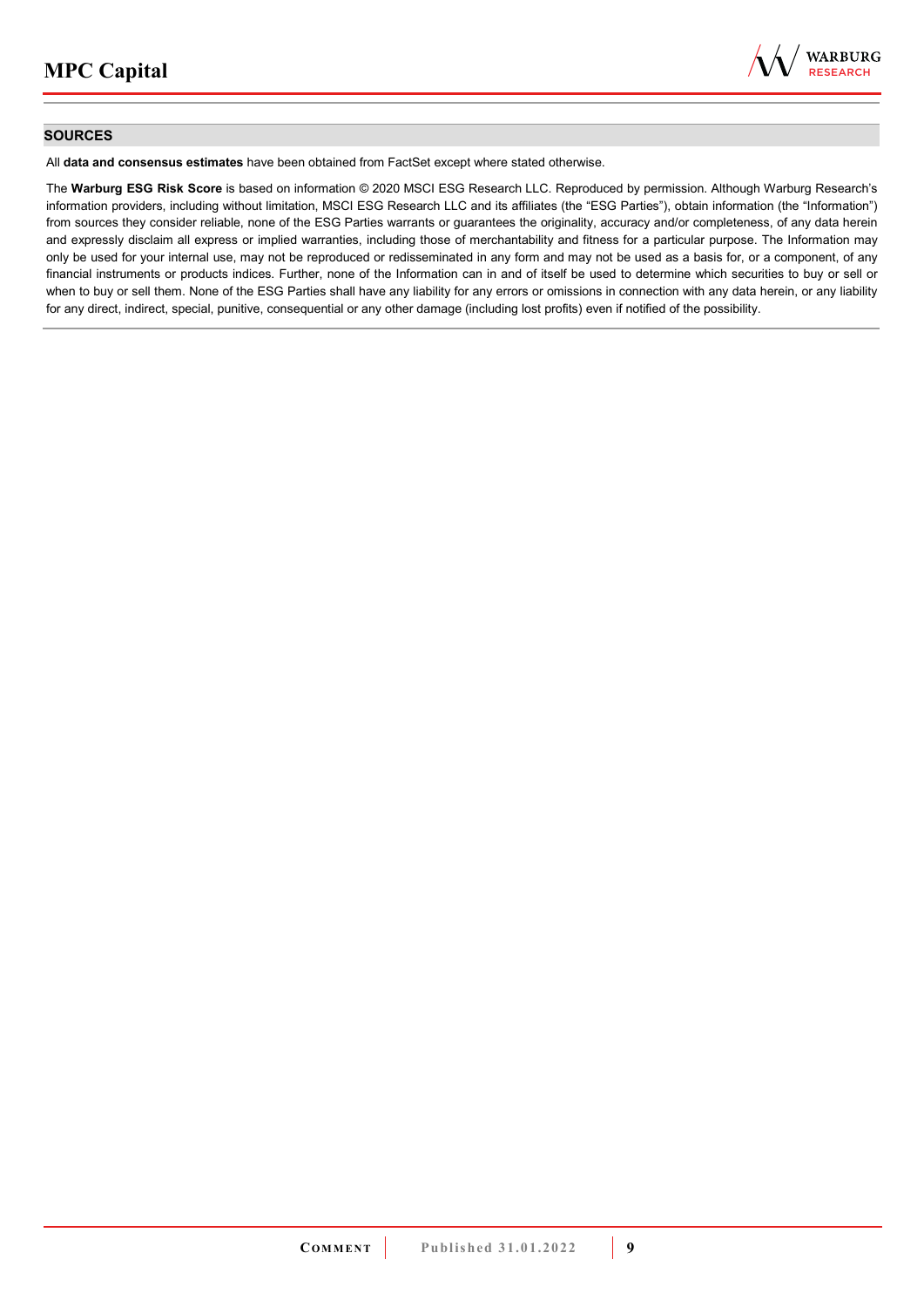## SOURCES

All **data and consensus estimates** have been obtained from FactSet except where stated otherwise.

The **Warburg ESG Risk Score** is based on information © 2020 MSCI ESG Research LLC. Reproduced by permission. Although Warburg Research's information providers, including without limitation, MSCI ESG Research LLC and its affiliates (the "ESG Parties"), obtain information (the "Information") from sources they consider reliable, none of the ESG Parties warrants or guarantees the originality, accuracy and/or completeness, of any data herein and expressly disclaim all express or implied warranties, including those of merchantability and fitness for a particular purpose. The Information may only be used for your internal use, may not be reproduced or redisseminated in any form and may not be used as a basis for, or a component, of any financial instruments or products indices. Further, none of the Information can in and of itself be used to determine which securities to buy or sell or when to buy or sell them. None of the ESG Parties shall have any liability for any errors or omissions in connection with any data herein, or any liability for any direct, indirect, special, punitive, consequential or any other damage (including lost profits) even if notified of the possibility.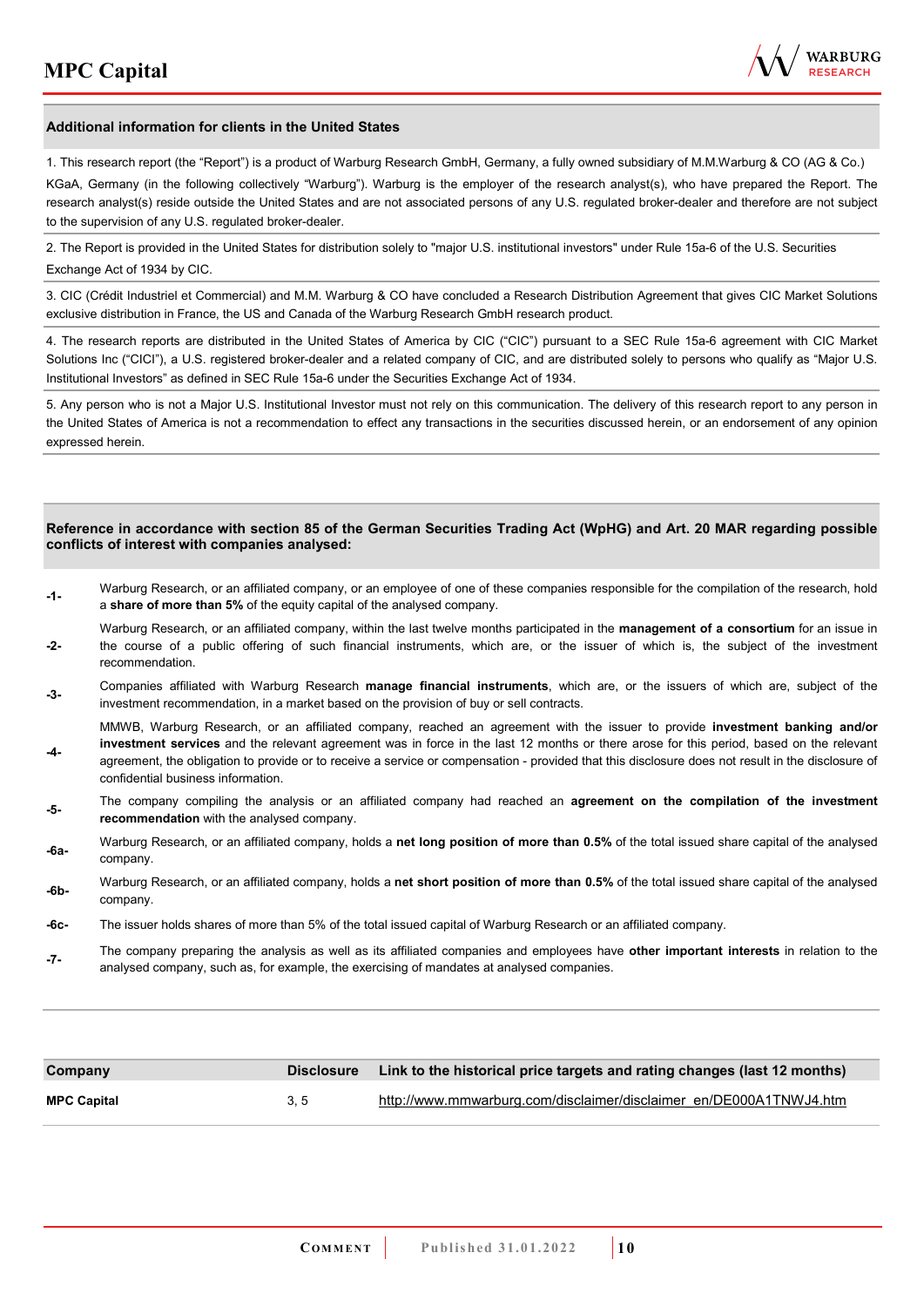## Additional information for clients in the United States

1. This research report (the "Report") is a product of Warburg Research GmbH, Germany, a fully owned subsidiary of M.M.Warburg & CO (AG & Co.) KGaA, Germany (in the following collectively "Warburg"). Warburg is the employer of the research analyst(s), who have prepared the Report. The research analyst(s) reside outside the United States and are not associated persons of any U.S. regulated broker-dealer and therefore are not subject to the supervision of any U.S. regulated broker-dealer.

2. The Report is provided in the United States for distribution solely to "major U.S. institutional investors" under Rule 15a-6 of the U.S. Securities Exchange Act of 1934 by CIC.

3. CIC (Crédit Industriel et Commercial) and M.M. Warburg & CO have concluded a Research Distribution Agreement that gives CIC Market Solutions exclusive distribution in France, the US and Canada of the Warburg Research GmbH research product.

4. The research reports are distributed in the United States of America by CIC ("CIC") pursuant to a SEC Rule 15a-6 agreement with CIC Market Solutions Inc ("CICI"), a U.S. registered broker-dealer and a related company of CIC, and are distributed solely to persons who qualify as "Major U.S. Institutional Investors" as defined in SEC Rule 15a-6 under the Securities Exchange Act of 1934.

5. Any person who is not a Major U.S. Institutional Investor must not rely on this communication. The delivery of this research report to any person in the United States of America is not a recommendation to effect any transactions in the securities discussed herein, or an endorsement of any opinion expressed herein.

## Reference in accordance with section 85 of the German Securities Trading Act (WpHG) and Art. 20 MAR regarding possible conflicts of interest with companies analysed:

**-1-** Warburg Research, or an affiliated company, or an employee of one of these companies responsible for the compilation of the research, hold a **share of more than 5%** of the equity capital of the analysed company.

**-2-** Warburg Research, or an affiliated company, within the last twelve months participated in the **management of a consortium** for an issue in the course of a public offering of such financial instruments, which are, or the issuer of which is, the subject of the investment recommendation.

**-3-** Companies affiliated with Warburg Research **manage financial instruments**, which are, or the issuers of which are, subject of the investment recommendation, in a market based on the provision of buy or sell contracts.

**-4-** MMWB, Warburg Research, or an affiliated company, reached an agreement with the issuer to provide **investment banking and/or investment services** and the relevant agreement was in force in the last 12 months or there arose for this period, based on the relevant agreement, the obligation to provide or to receive a service or compensation - provided that this disclosure does not result in the disclosure of confidential business information.

**-5-** The company compiling the analysis or an affiliated company had reached an **agreement on the compilation of the investment recommendation** with the analysed company.

**-6a-** Warburg Research, or an affiliated company, holds a **net long position of more than 0.5%** of the total issued share capital of the analysed company.

**-6b-** Warburg Research, or an affiliated company, holds a **net short position of more than 0.5%** of the total issued share capital of the analysed company.

**-6c-** The issuer holds shares of more than 5% of the total issued capital of Warburg Research or an affiliated company.

**-7-** The company preparing the analysis as well as its affiliated companies and employees have **other important interests** in relation to the analysed company, such as, for example, the exercising of mandates at analysed companies.

| Company | Disclosure | Link to the historical price targets and rating changes (last 12 months) |
|---|---|---|
| **MPC Capital** | 3, 5 | http://www.mmwarburg.com/disclaimer/disclaimer_en/DE000A1TNWJ4.htm |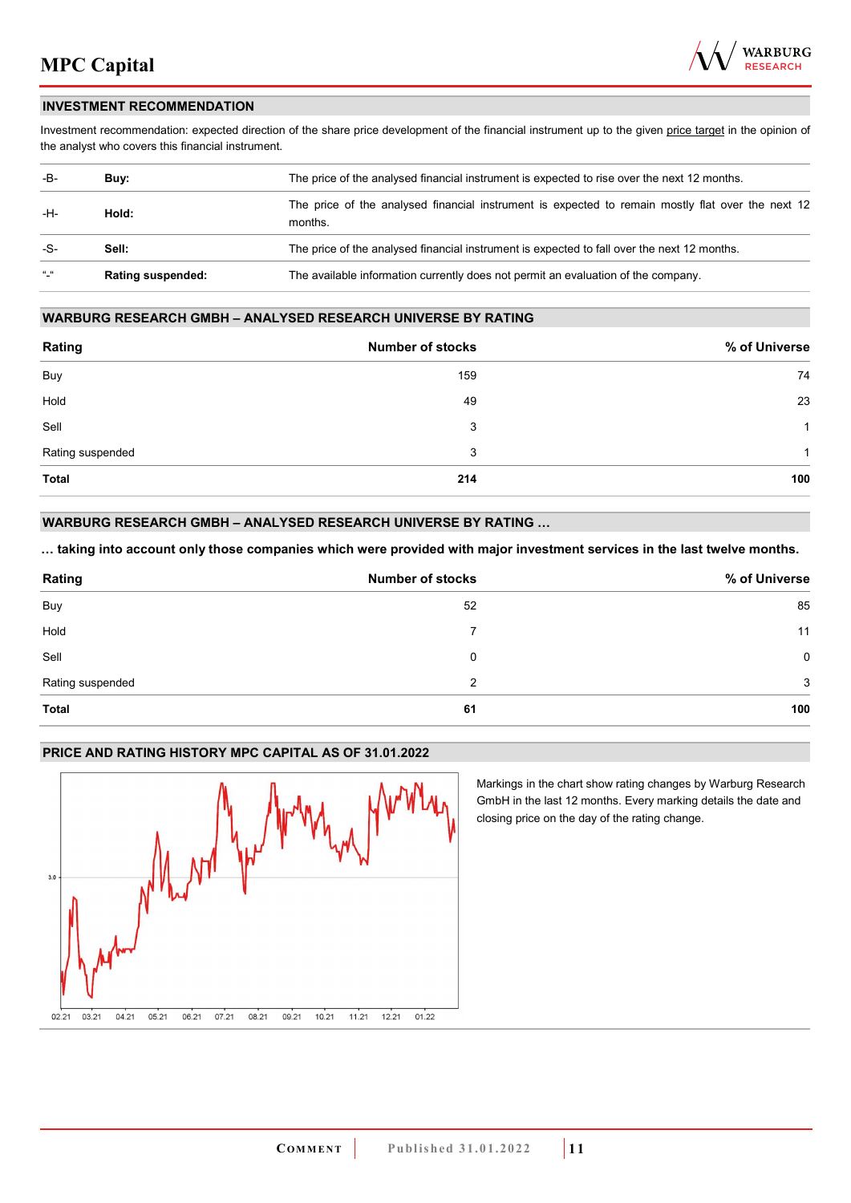## INVESTMENT RECOMMENDATION

Investment recommendation: expected direction of the share price development of the financial instrument up to the given price target in the opinion of the analyst who covers this financial instrument.

| | | |
|---|---|---|
| -B- | **Buy:** | The price of the analysed financial instrument is expected to rise over the next 12 months. |
| -H- | **Hold:** | The price of the analysed financial instrument is expected to remain mostly flat over the next 12 months. |
| -S- | **Sell:** | The price of the analysed financial instrument is expected to fall over the next 12 months. |
| "-" | **Rating suspended:** | The available information currently does not permit an evaluation of the company. |

## WARBURG RESEARCH GMBH – ANALYSED RESEARCH UNIVERSE BY RATING

| Rating | Number of stocks | % of Universe |
|---|---|---|
| Buy | 159 | 74 |
| Hold | 49 | 23 |
| Sell | 3 | 1 |
| Rating suspended | 3 | 1 |
| **Total** | **214** | **100** |

## WARBURG RESEARCH GMBH – ANALYSED RESEARCH UNIVERSE BY RATING …

**… taking into account only those companies which were provided with major investment services in the last twelve months.**

| Rating | Number of stocks | % of Universe |
|---|---|---|
| Buy | 52 | 85 |
| Hold | 7 | 11 |
| Sell | 0 | 0 |
| Rating suspended | 2 | 3 |
| **Total** | **61** | **100** |

## PRICE AND RATING HISTORY MPC CAPITAL AS OF 31.01.2022

Markings in the chart show rating changes by Warburg Research GmbH in the last 12 months. Every marking details the date and closing price on the day of the rating change.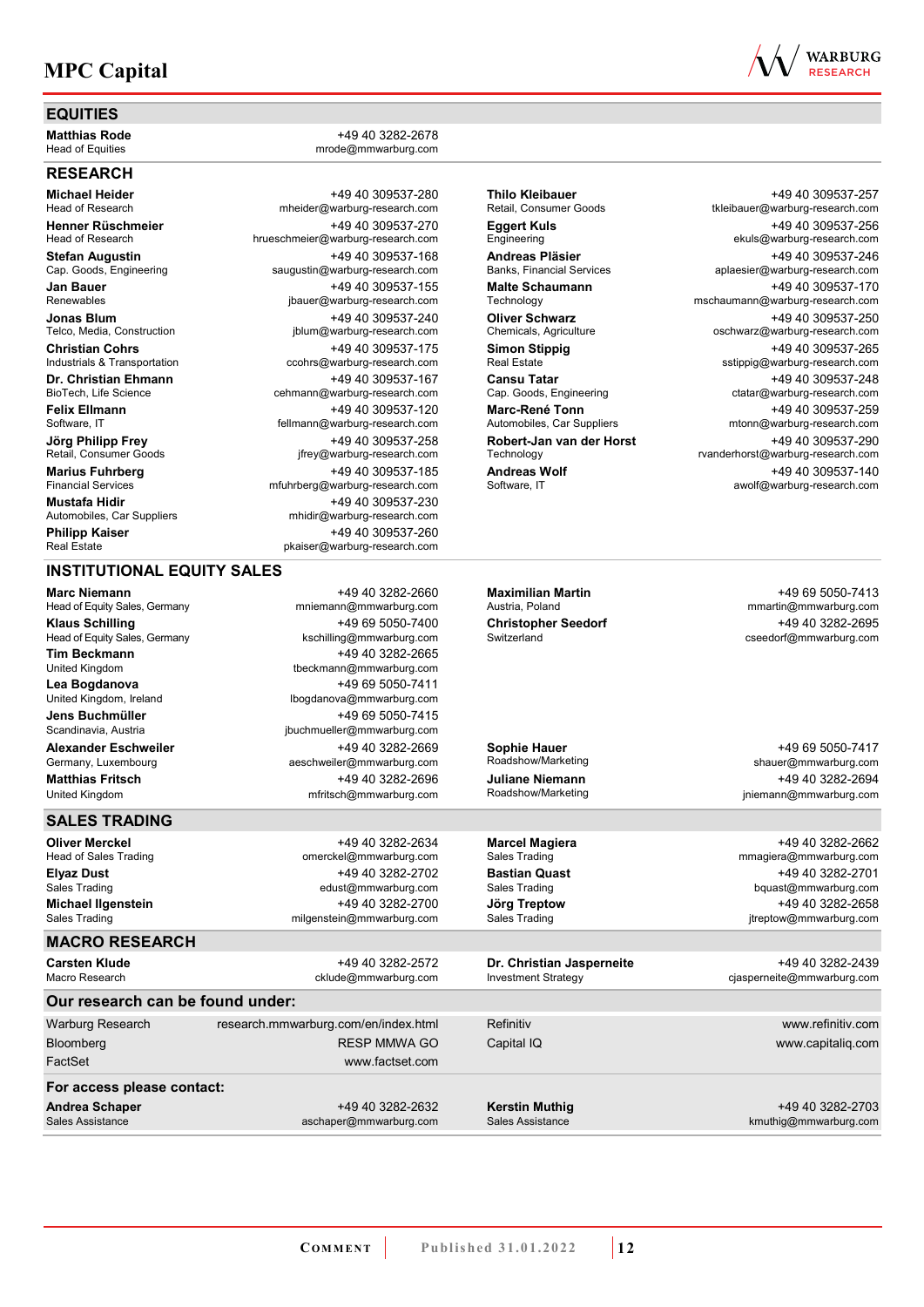## EQUITIES

**Matthias Rode** +49 40 3282-2678
Head of Equities mrode@mmwarburg.com

## RESEARCH

**Michael Heider** +49 40 309537-280
Head of Research mheider@warburg-research.com

**Henner Rüschmeier** +49 40 309537-270
Head of Research hrueschmeier@warburg-research.com

**Stefan Augustin** +49 40 309537-168
Cap. Goods, Engineering saugustin@warburg-research.com

**Jan Bauer** +49 40 309537-155
Renewables jbauer@warburg-research.com

**Jonas Blum** +49 40 309537-240
Telco, Media, Construction jblum@warburg-research.com

**Christian Cohrs** +49 40 309537-175
Industrials & Transportation ccohrs@warburg-research.com

**Dr. Christian Ehmann** +49 40 309537-167
BioTech, Life Science cehmann@warburg-research.com

**Felix Ellmann** +49 40 309537-120
Software, IT fellmann@warburg-research.com

**Jörg Philipp Frey** +49 40 309537-258
Retail, Consumer Goods jfrey@warburg-research.com

**Marius Fuhrberg** +49 40 309537-185
Financial Services mfuhrberg@warburg-research.com

**Mustafa Hidir** +49 40 309537-230
Automobiles, Car Suppliers mhidir@warburg-research.com

**Philipp Kaiser** +49 40 309537-260
Real Estate pkaiser@warburg-research.com

**Thilo Kleibauer** +49 40 309537-257
Retail, Consumer Goods tkleibauer@warburg-research.com

**Eggert Kuls** +49 40 309537-256
Engineering ekuls@warburg-research.com

**Andreas Pläsier** +49 40 309537-246
Banks, Financial Services aplaesier@warburg-research.com

**Malte Schaumann** +49 40 309537-170
Technology mschaumann@warburg-research.com

**Oliver Schwarz** +49 40 309537-250
Chemicals, Agriculture oschwarz@warburg-research.com

**Simon Stippig** +49 40 309537-265
Real Estate sstippig@warburg-research.com

**Cansu Tatar** +49 40 309537-248
Cap. Goods, Engineering ctatar@warburg-research.com

**Marc-René Tonn** +49 40 309537-259
Automobiles, Car Suppliers mtonn@warburg-research.com

**Robert-Jan van der Horst** +49 40 309537-290
Technology rvanderhorst@warburg-research.com

**Andreas Wolf** +49 40 309537-140
Software, IT awolf@warburg-research.com

## INSTITUTIONAL EQUITY SALES

**Marc Niemann** +49 40 3282-2660
Head of Equity Sales, Germany mniemann@mmwarburg.com

**Klaus Schilling** +49 69 5050-7400
Head of Equity Sales, Germany kschilling@mmwarburg.com

**Tim Beckmann** +49 40 3282-2665
United Kingdom tbeckmann@mmwarburg.com

**Lea Bogdanova** +49 69 5050-7411
United Kingdom, Ireland lbogdanova@mmwarburg.com

**Jens Buchmüller** +49 69 5050-7415
Scandinavia, Austria jbuchmueller@mmwarburg.com

**Alexander Eschweiler** +49 40 3282-2669
Germany, Luxembourg aeschweiler@mmwarburg.com

**Matthias Fritsch** +49 40 3282-2696
United Kingdom mfritsch@mmwarburg.com

**Maximilian Martin** +49 69 5050-7413
Austria, Poland mmartin@mmwarburg.com

**Christopher Seedorf** +49 40 3282-2695
Switzerland cseedorf@mmwarburg.com

**Sophie Hauer** +49 69 5050-7417
Roadshow/Marketing shauer@mmwarburg.com

**Juliane Niemann** +49 40 3282-2694
Roadshow/Marketing jniemann@mmwarburg.com

## SALES TRADING

**Oliver Merckel** +49 40 3282-2634
Head of Sales Trading omerckel@mmwarburg.com

**Elyaz Dust** +49 40 3282-2702
Sales Trading edust@mmwarburg.com

**Michael Ilgenstein** +49 40 3282-2700
Sales Trading milgenstein@mmwarburg.com

**Marcel Magiera** +49 40 3282-2662
Sales Trading mmagiera@mmwarburg.com

**Bastian Quast** +49 40 3282-2701
Sales Trading bquast@mmwarburg.com

**Jörg Treptow** +49 40 3282-2658
Sales Trading jtreptow@mmwarburg.com

## MACRO RESEARCH

**Carsten Klude** +49 40 3282-2572
Macro Research cklude@mmwarburg.com

**Dr. Christian Jasperneite** +49 40 3282-2439
Investment Strategy cjasperneite@mmwarburg.com

## Our research can be found under:

| | |
|---|---|
| Warburg Research | research.mmwarburg.com/en/index.html |
| Bloomberg | RESP MMWA GO |
| FactSet | www.factset.com |
| Refinitiv | www.refinitiv.com |
| Capital IQ | www.capitaliq.com |

## For access please contact:

**Andrea Schaper** +49 40 3282-2632
Sales Assistance aschaper@mmwarburg.com

**Kerstin Muthig** +49 40 3282-2703
Sales Assistance kmuthig@mmwarburg.com